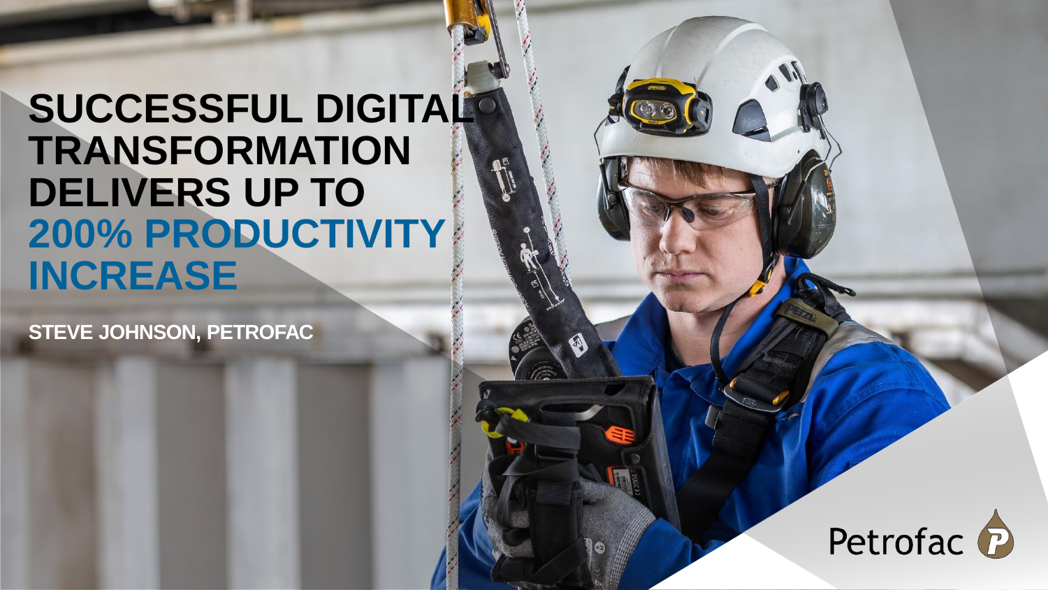# SUCCESSFUL DIGITAL TRANSFORMATION DELIVERS UP TO 200% PRODUCTIVITY INCREASE

STEVE JOHNSON, PETROFAC

Petrofac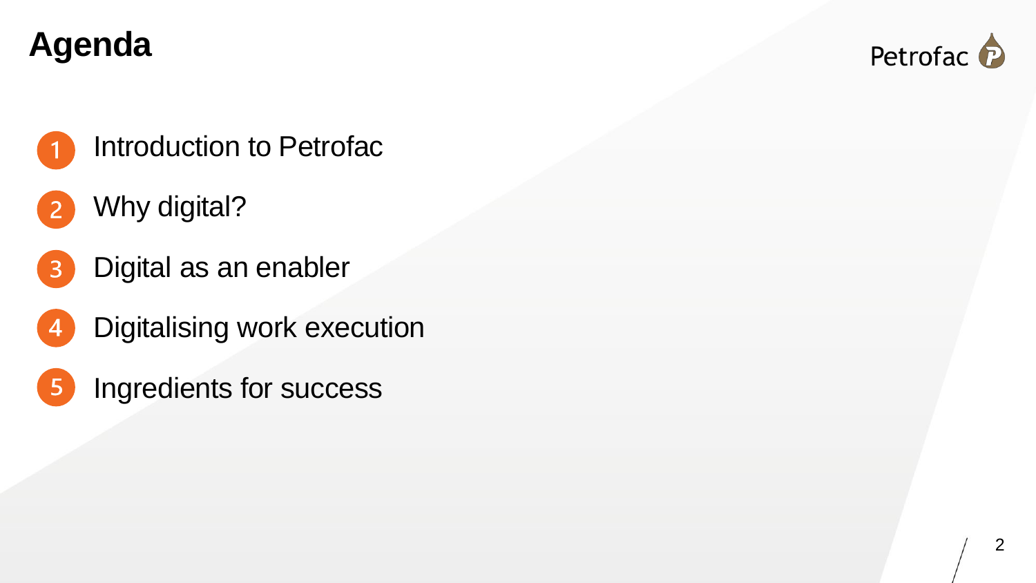# Agenda

Petrofac

1. Introduction to Petrofac
2. Why digital?
3. Digital as an enabler
4. Digitalising work execution
5. Ingredients for success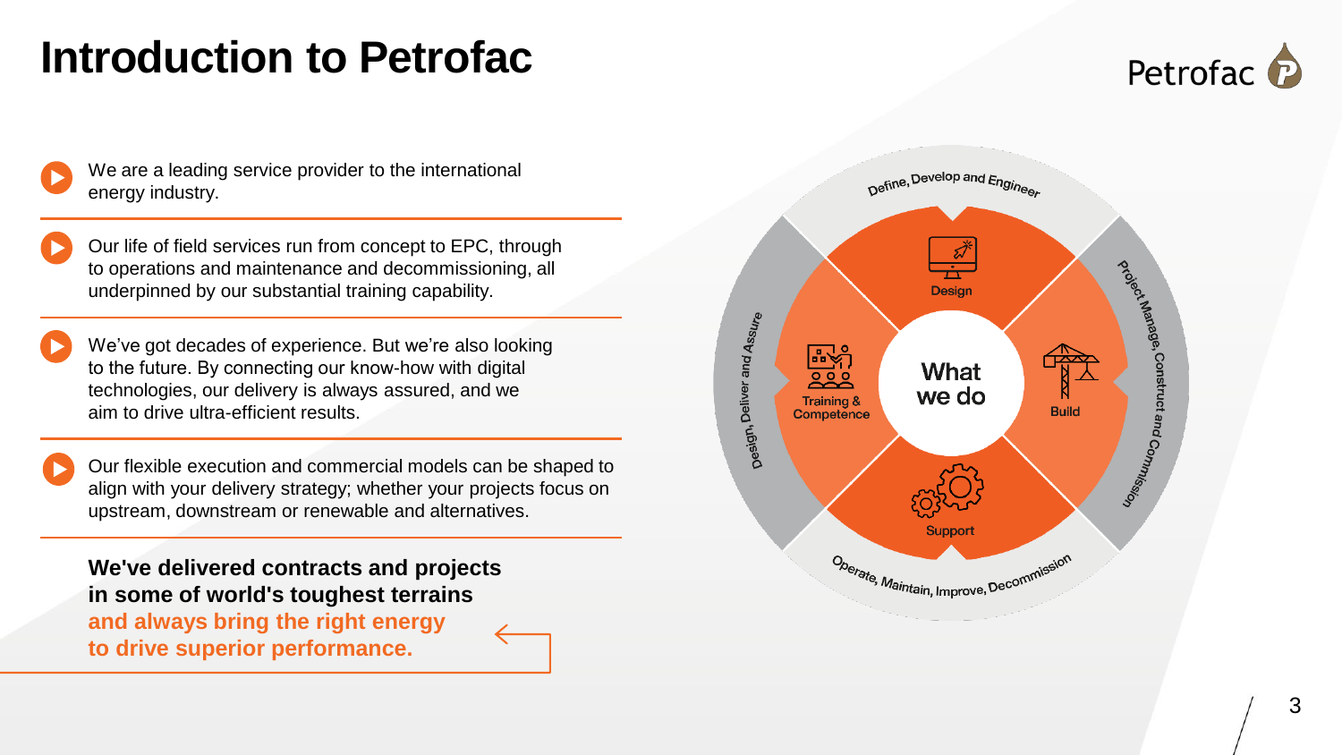# Introduction to Petrofac

- We are a leading service provider to the international energy industry.
- Our life of field services run from concept to EPC, through to operations and maintenance and decommissioning, all underpinned by our substantial training capability.
- We've got decades of experience. But we're also looking to the future. By connecting our know-how with digital technologies, our delivery is always assured, and we aim to drive ultra-efficient results.
- Our flexible execution and commercial models can be shaped to align with your delivery strategy; whether your projects focus on upstream, downstream or renewable and alternatives.

**We've delivered contracts and projects in some of world's toughest terrains and always bring the right energy to drive superior performance.**

What we do

- Define, Develop and Engineer
- Design
- Project Manage, Construct and Commission
- Build
- Operate, Maintain, Improve, Decommission
- Support
- Design, Deliver and Assure
- Training & Competence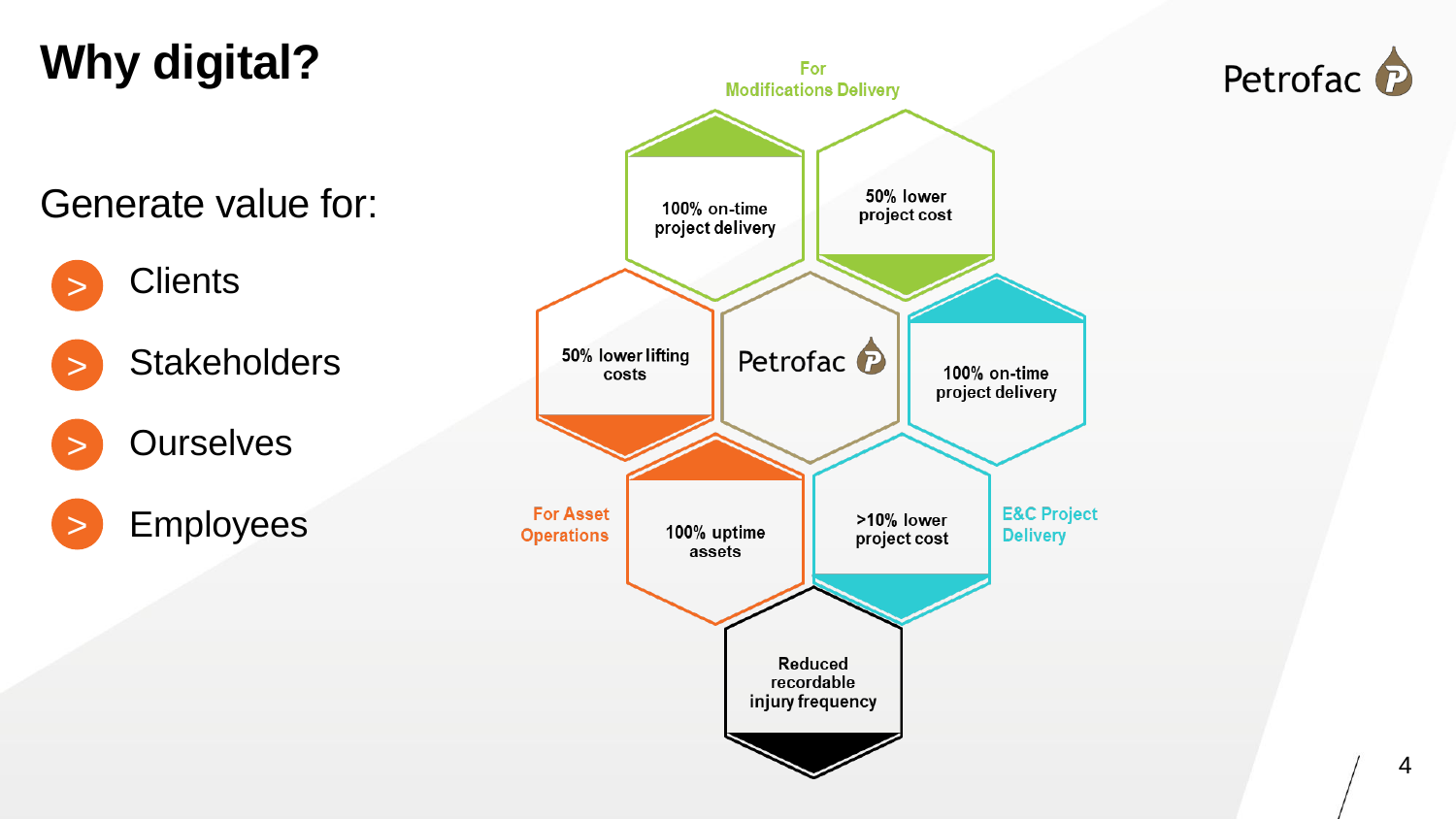# Why digital?

Generate value for:

- Clients
- Stakeholders
- Ourselves
- Employees

**For Modifications Delivery**

- 100% on-time project delivery
- 50% lower project cost

**For Asset Operations**

- 50% lower lifting costs
- 100% uptime assets

**E&C Project Delivery**

- 100% on-time project delivery
- >10% lower project cost

Petrofac

Reduced recordable injury frequency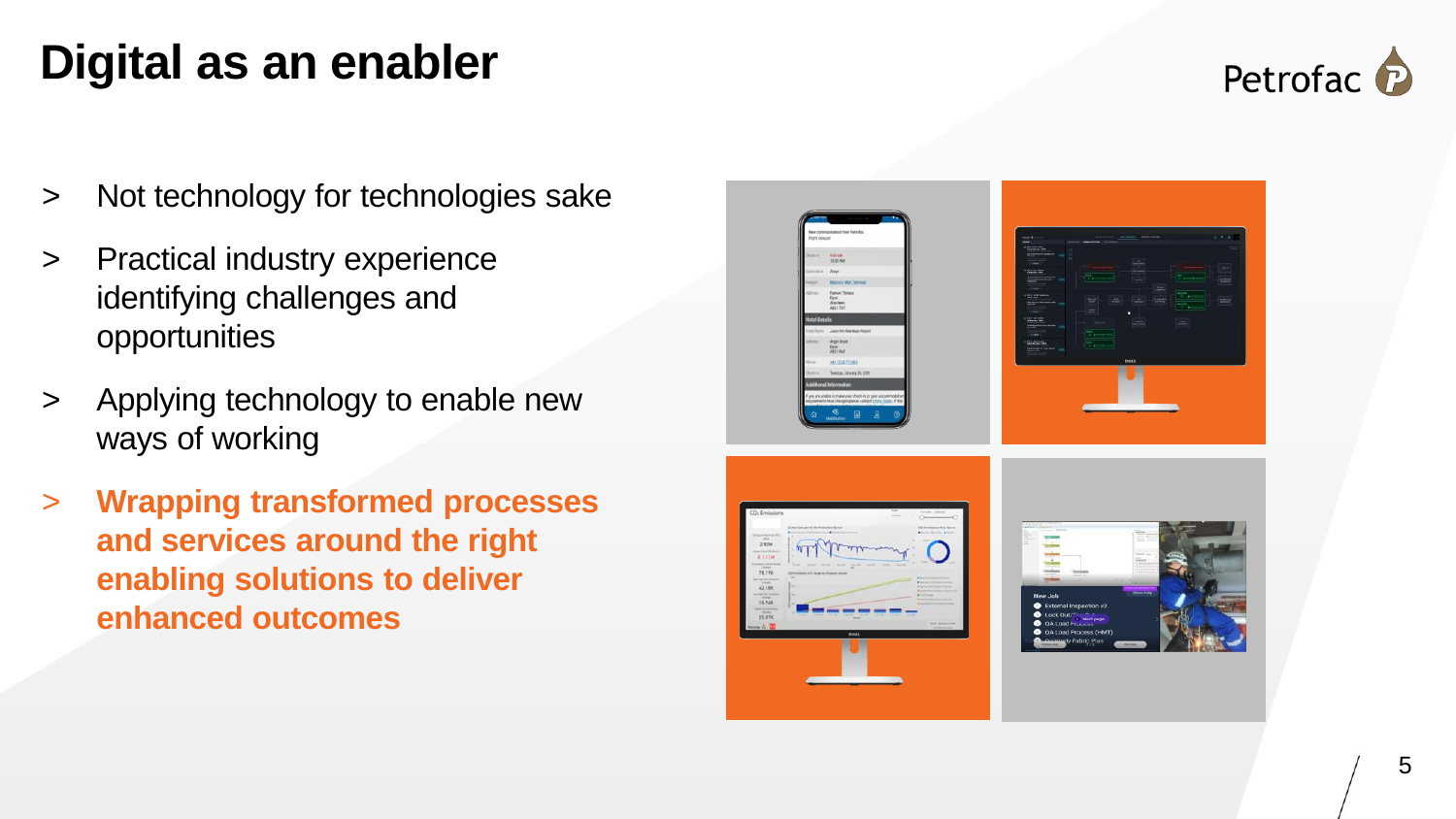# Digital as an enabler

> Not technology for technologies sake

> Practical industry experience identifying challenges and opportunities

> Applying technology to enable new ways of working

> **Wrapping transformed processes and services around the right enabling solutions to deliver enhanced outcomes**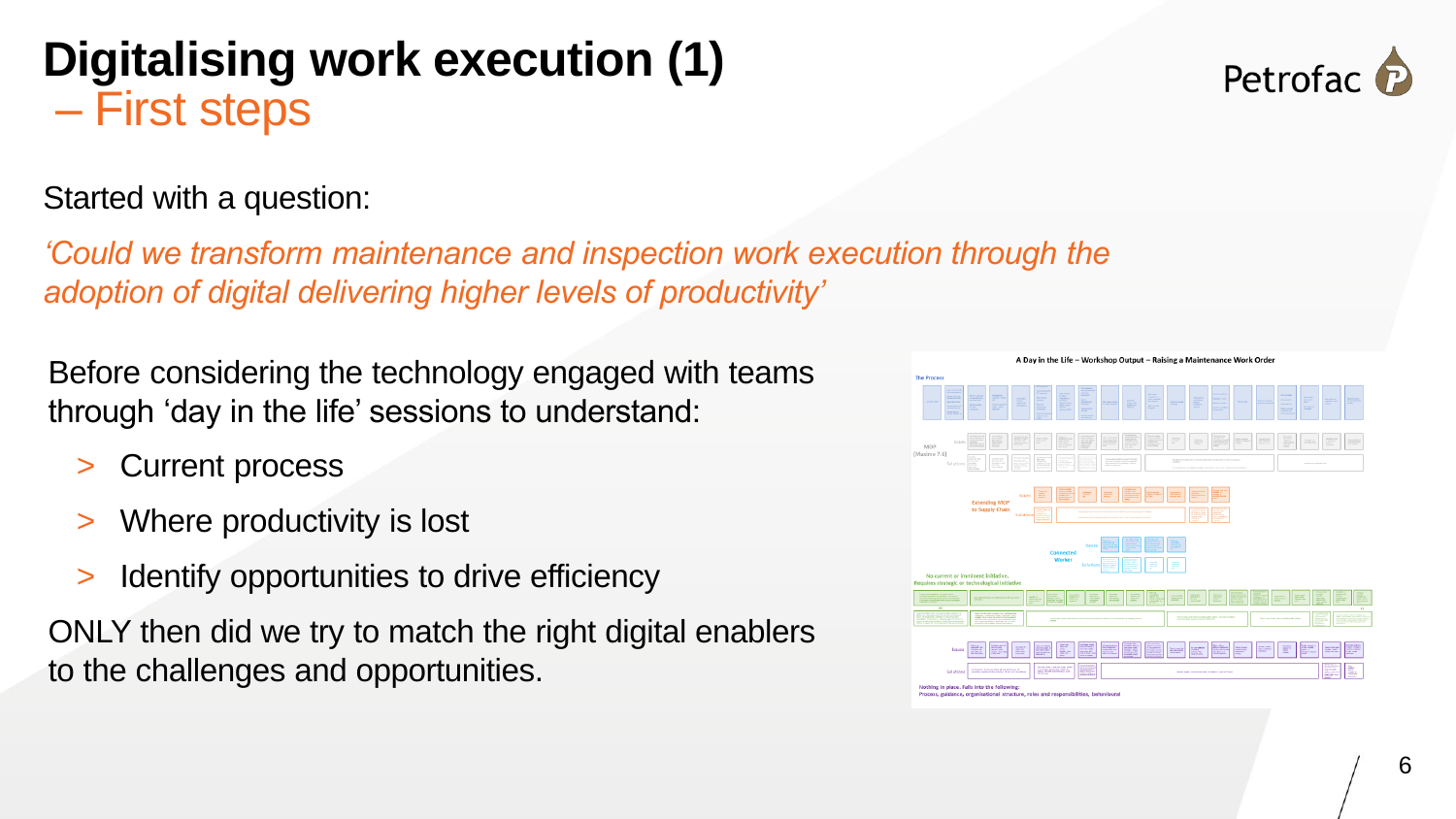# Digitalising work execution (1)
## – First steps

Started with a question:

*‘Could we transform maintenance and inspection work execution through the adoption of digital delivering higher levels of productivity’*

Before considering the technology engaged with teams through ‘day in the life’ sessions to understand:

- Current process
- Where productivity is lost
- Identify opportunities to drive efficiency

ONLY then did we try to match the right digital enablers to the challenges and opportunities.

A Day in the Life – Workshop Output – Raising a Maintenance Work Order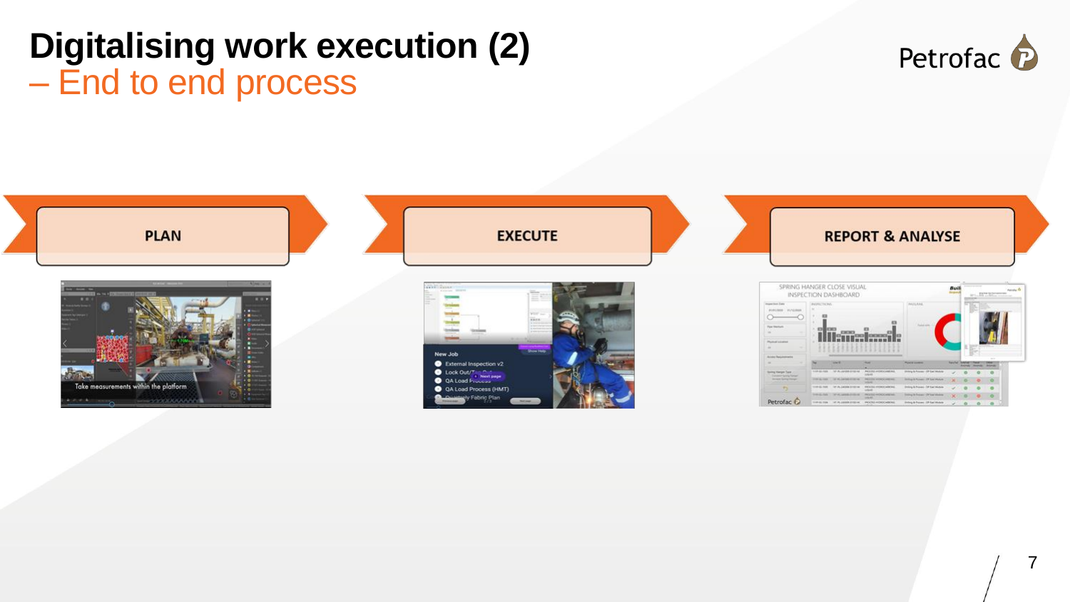# Digitalising work execution (2)

## – End to end process

**PLAN**

**EXECUTE**

**REPORT & ANALYSE**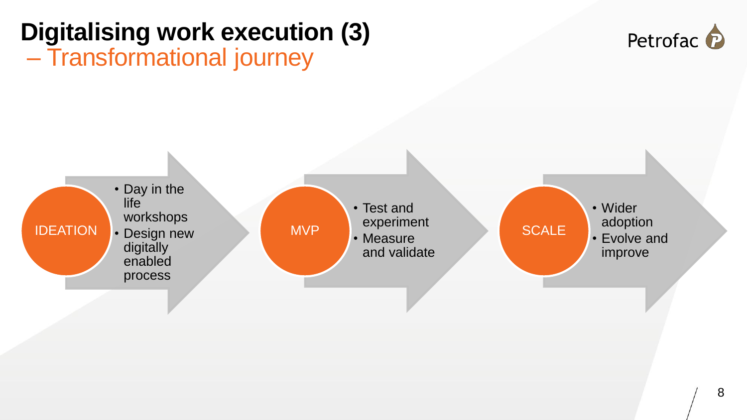# Digitalising work execution (3)

## – Transformational journey

**IDEATION**

- Day in the life workshops
- Design new digitally enabled process

**MVP**

- Test and experiment
- Measure and validate

**SCALE**

- Wider adoption
- Evolve and improve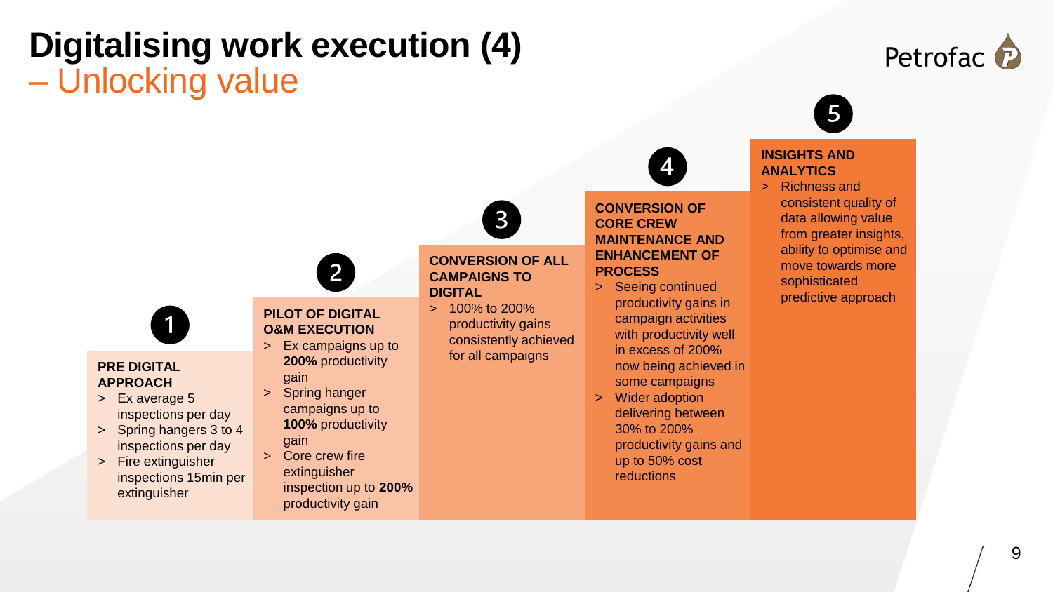# Digitalising work execution (4) – Unlocking value

## 1 PRE DIGITAL APPROACH

- Ex average 5 inspections per day
- Spring hangers 3 to 4 inspections per day
- Fire extinguisher inspections 15min per extinguisher

## 2 PILOT OF DIGITAL O&M EXECUTION

- Ex campaigns up to **200%** productivity gain
- Spring hanger campaigns up to **100%** productivity gain
- Core crew fire extinguisher inspection up to **200%** productivity gain

## 3 CONVERSION OF ALL CAMPAIGNS TO DIGITAL

- 100% to 200% productivity gains consistently achieved for all campaigns

## 4 CONVERSION OF CORE CREW MAINTENANCE AND ENHANCEMENT OF PROCESS

- Seeing continued productivity gains in campaign activities with productivity well in excess of 200% now being achieved in some campaigns
- Wider adoption delivering between 30% to 200% productivity gains and up to 50% cost reductions

## 5 INSIGHTS AND ANALYTICS

- Richness and consistent quality of data allowing value from greater insights, ability to optimise and move towards more sophisticated predictive approach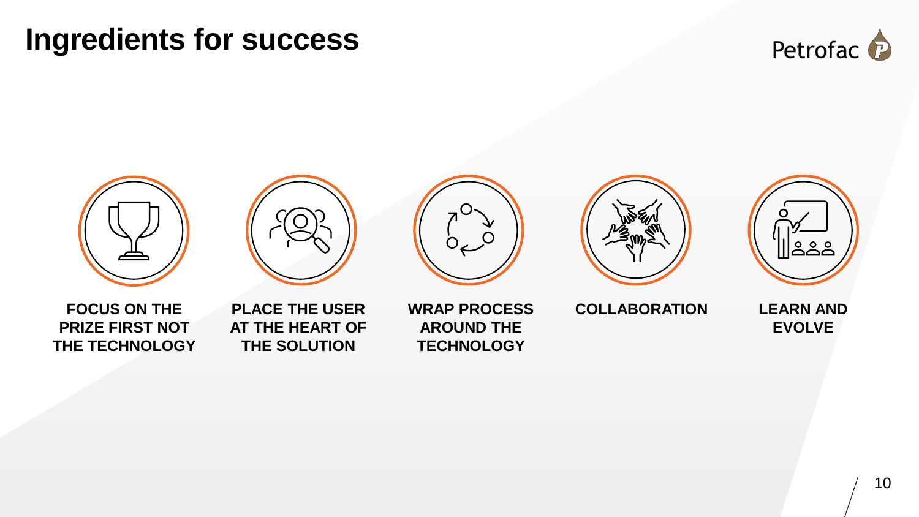# Ingredients for success

- **FOCUS ON THE PRIZE FIRST NOT THE TECHNOLOGY**
- **PLACE THE USER AT THE HEART OF THE SOLUTION**
- **WRAP PROCESS AROUND THE TECHNOLOGY**
- **COLLABORATION**
- **LEARN AND EVOLVE**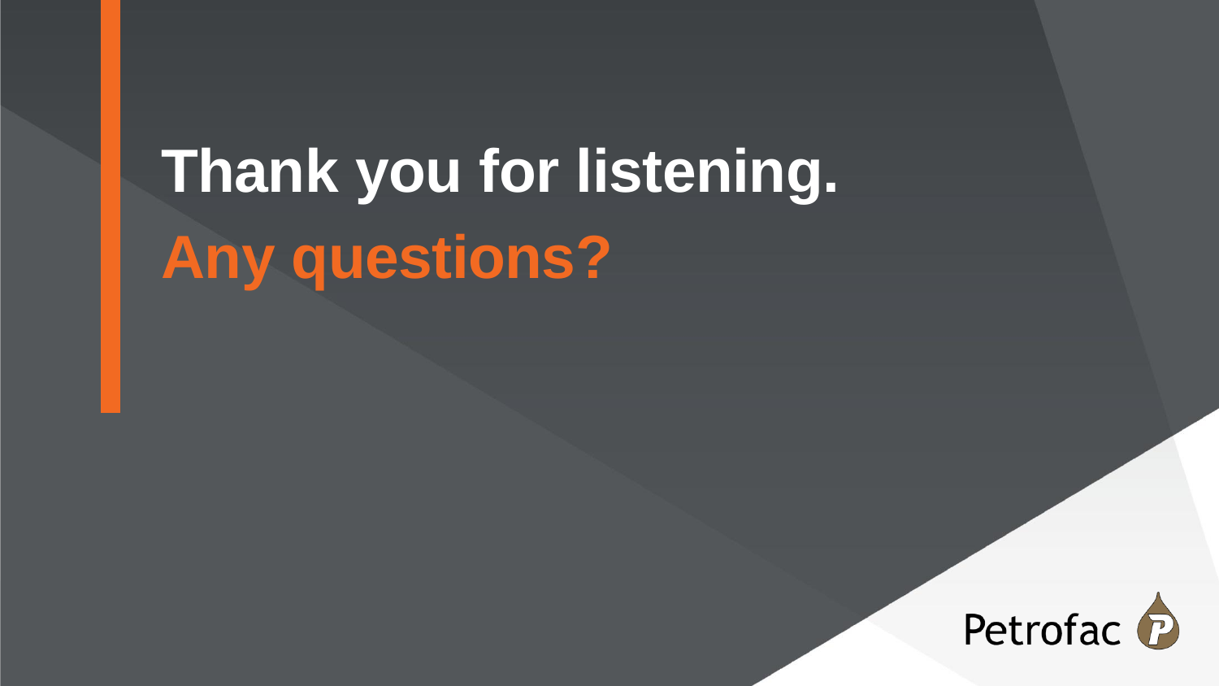# Thank you for listening.
# Any questions?

Petrofac